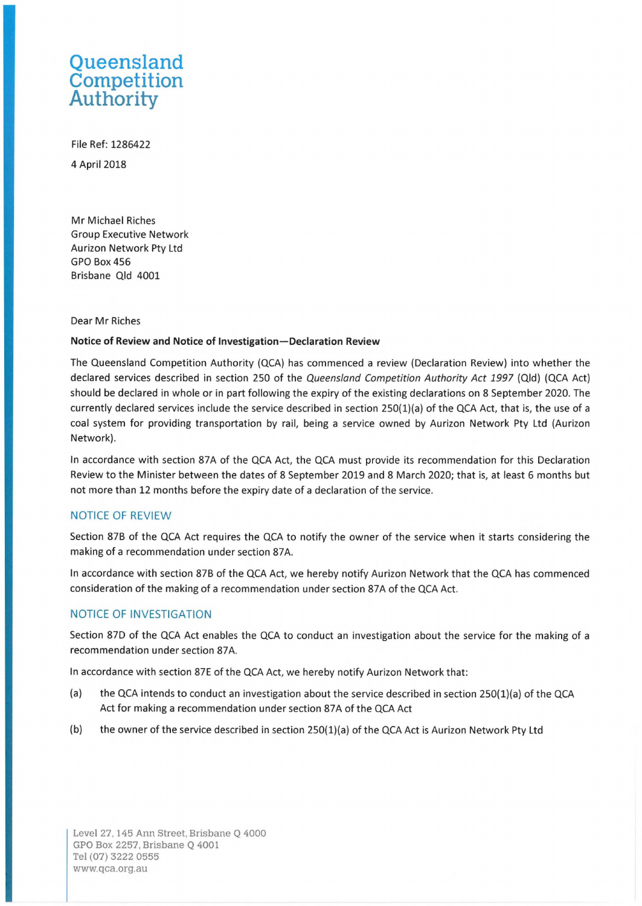# Queensland Competition Authority

File Ref: 1286422

4 April 2018

Mr Michael Riches
Group Executive Network
Aurizon Network Pty Ltd
GPO Box 456
Brisbane Qld 4001

Dear Mr Riches

**Notice of Review and Notice of Investigation—Declaration Review**

The Queensland Competition Authority (QCA) has commenced a review (Declaration Review) into whether the declared services described in section 250 of the *Queensland Competition Authority Act 1997* (Qld) (QCA Act) should be declared in whole or in part following the expiry of the existing declarations on 8 September 2020. The currently declared services include the service described in section 250(1)(a) of the QCA Act, that is, the use of a coal system for providing transportation by rail, being a service owned by Aurizon Network Pty Ltd (Aurizon Network).

In accordance with section 87A of the QCA Act, the QCA must provide its recommendation for this Declaration Review to the Minister between the dates of 8 September 2019 and 8 March 2020; that is, at least 6 months but not more than 12 months before the expiry date of a declaration of the service.

## NOTICE OF REVIEW

Section 87B of the QCA Act requires the QCA to notify the owner of the service when it starts considering the making of a recommendation under section 87A.

In accordance with section 87B of the QCA Act, we hereby notify Aurizon Network that the QCA has commenced consideration of the making of a recommendation under section 87A of the QCA Act.

## NOTICE OF INVESTIGATION

Section 87D of the QCA Act enables the QCA to conduct an investigation about the service for the making of a recommendation under section 87A.

In accordance with section 87E of the QCA Act, we hereby notify Aurizon Network that:

(a) the QCA intends to conduct an investigation about the service described in section 250(1)(a) of the QCA Act for making a recommendation under section 87A of the QCA Act

(b) the owner of the service described in section 250(1)(a) of the QCA Act is Aurizon Network Pty Ltd

Level 27, 145 Ann Street, Brisbane Q 4000
GPO Box 2257, Brisbane Q 4001
Tel (07) 3222 0555
www.qca.org.au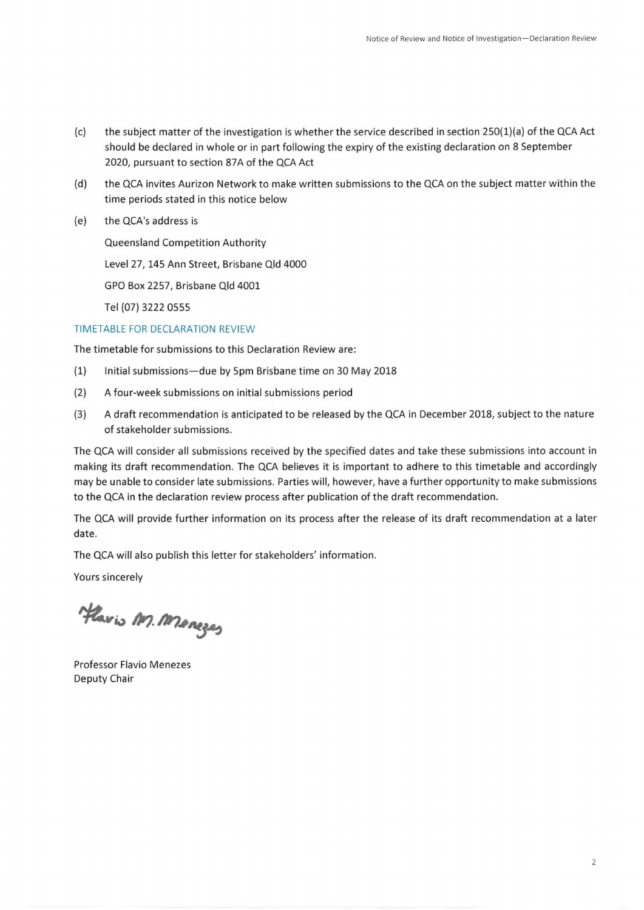(c) the subject matter of the investigation is whether the service described in section 250(1)(a) of the QCA Act should be declared in whole or in part following the expiry of the existing declaration on 8 September 2020, pursuant to section 87A of the QCA Act

(d) the QCA invites Aurizon Network to make written submissions to the QCA on the subject matter within the time periods stated in this notice below

(e) the QCA's address is

Queensland Competition Authority

Level 27, 145 Ann Street, Brisbane Qld 4000

GPO Box 2257, Brisbane Qld 4001

Tel (07) 3222 0555

## TIMETABLE FOR DECLARATION REVIEW

The timetable for submissions to this Declaration Review are:

(1) Initial submissions—due by 5pm Brisbane time on 30 May 2018

(2) A four-week submissions on initial submissions period

(3) A draft recommendation is anticipated to be released by the QCA in December 2018, subject to the nature of stakeholder submissions.

The QCA will consider all submissions received by the specified dates and take these submissions into account in making its draft recommendation. The QCA believes it is important to adhere to this timetable and accordingly may be unable to consider late submissions. Parties will, however, have a further opportunity to make submissions to the QCA in the declaration review process after publication of the draft recommendation.

The QCA will provide further information on its process after the release of its draft recommendation at a later date.

The QCA will also publish this letter for stakeholders' information.

Yours sincerely

Flavio M. Menezes

Professor Flavio Menezes
Deputy Chair